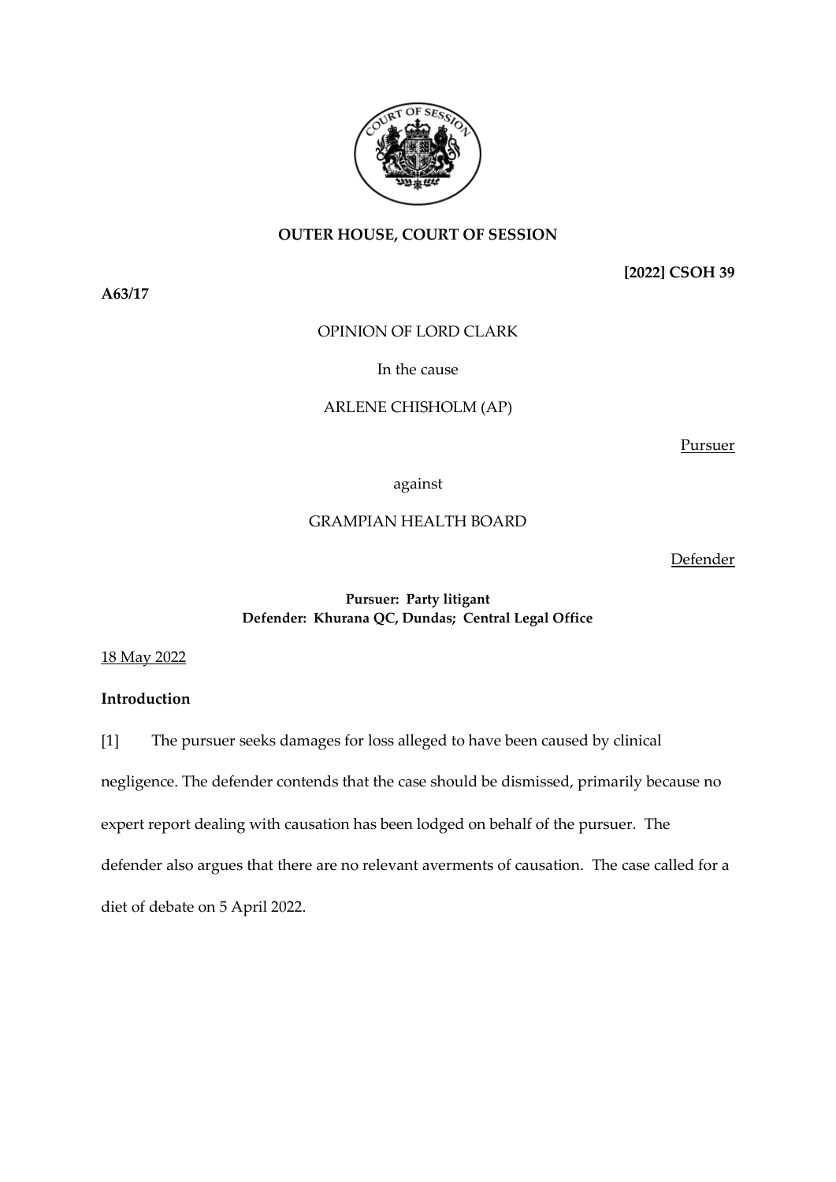**OUTER HOUSE, COURT OF SESSION**

**[2022] CSOH 39**

**A63/17**

OPINION OF LORD CLARK

In the cause

ARLENE CHISHOLM (AP)

Pursuer

against

GRAMPIAN HEALTH BOARD

Defender

**Pursuer: Party litigant**
**Defender: Khurana QC, Dundas; Central Legal Office**

18 May 2022

## Introduction

[1] The pursuer seeks damages for loss alleged to have been caused by clinical negligence. The defender contends that the case should be dismissed, primarily because no expert report dealing with causation has been lodged on behalf of the pursuer. The defender also argues that there are no relevant averments of causation. The case called for a diet of debate on 5 April 2022.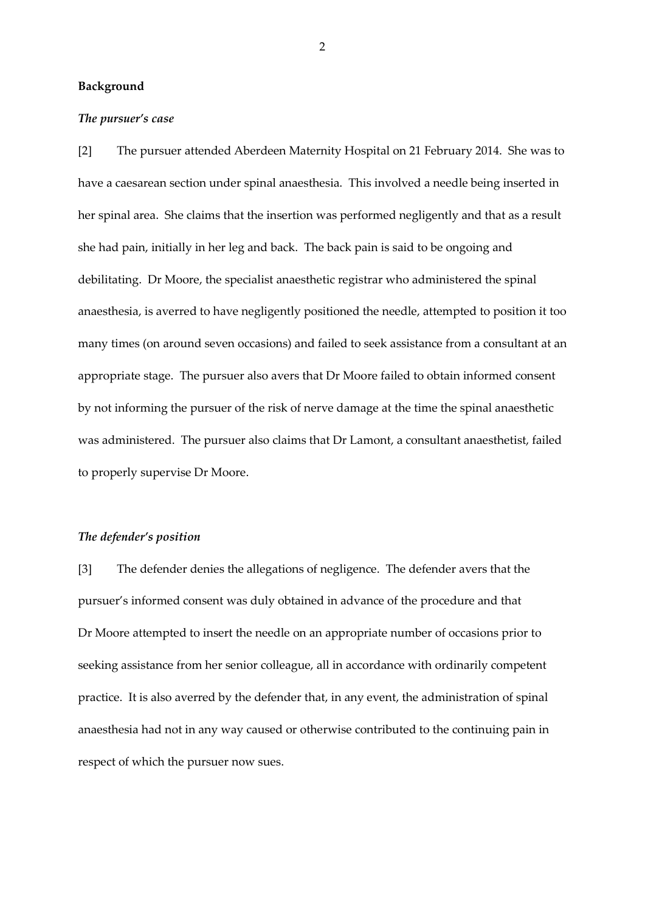**Background**

***The pursuer's case***

[2] The pursuer attended Aberdeen Maternity Hospital on 21 February 2014. She was to have a caesarean section under spinal anaesthesia. This involved a needle being inserted in her spinal area. She claims that the insertion was performed negligently and that as a result she had pain, initially in her leg and back. The back pain is said to be ongoing and debilitating. Dr Moore, the specialist anaesthetic registrar who administered the spinal anaesthesia, is averred to have negligently positioned the needle, attempted to position it too many times (on around seven occasions) and failed to seek assistance from a consultant at an appropriate stage. The pursuer also avers that Dr Moore failed to obtain informed consent by not informing the pursuer of the risk of nerve damage at the time the spinal anaesthetic was administered. The pursuer also claims that Dr Lamont, a consultant anaesthetist, failed to properly supervise Dr Moore.

***The defender's position***

[3] The defender denies the allegations of negligence. The defender avers that the pursuer's informed consent was duly obtained in advance of the procedure and that Dr Moore attempted to insert the needle on an appropriate number of occasions prior to seeking assistance from her senior colleague, all in accordance with ordinarily competent practice. It is also averred by the defender that, in any event, the administration of spinal anaesthesia had not in any way caused or otherwise contributed to the continuing pain in respect of which the pursuer now sues.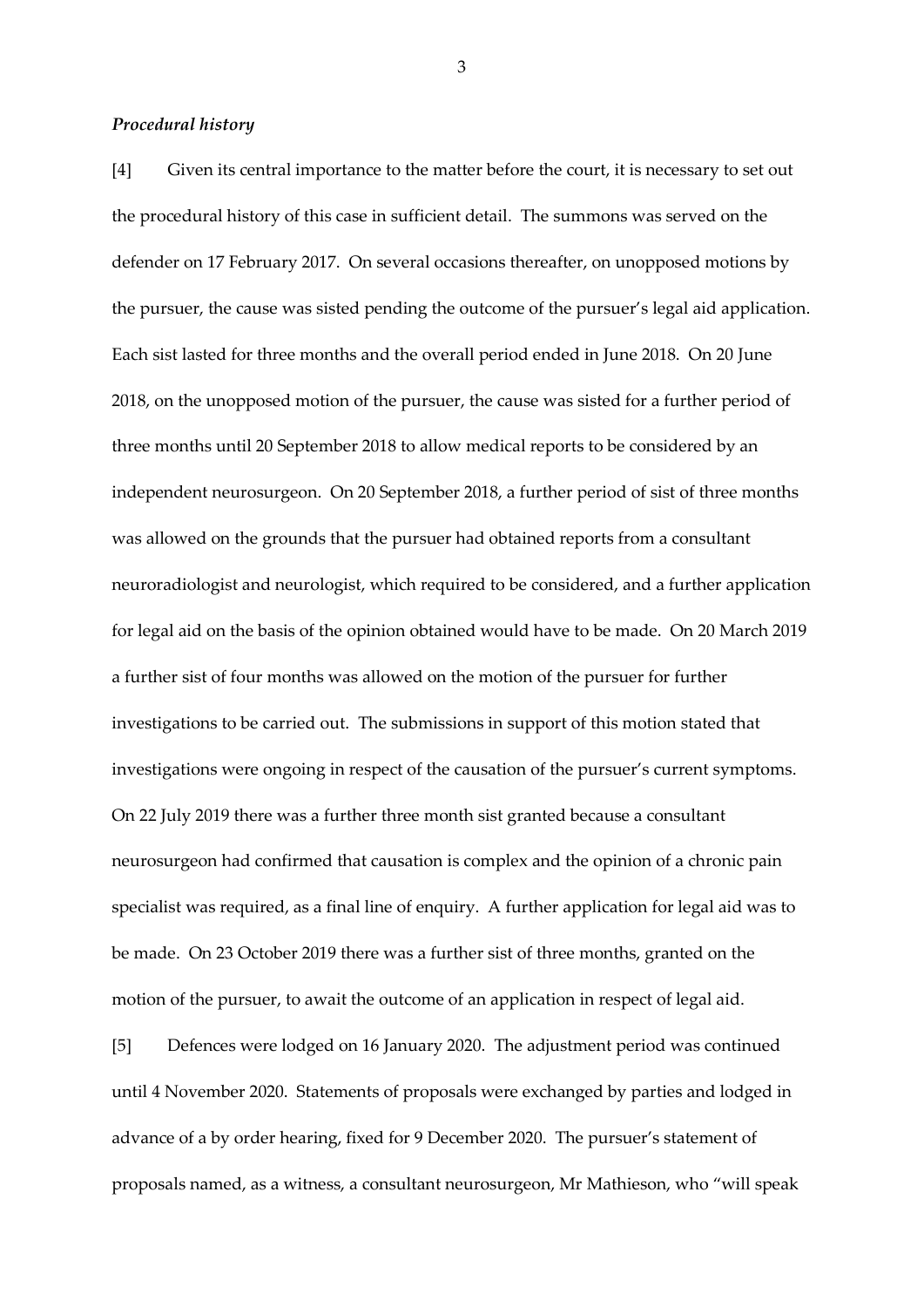***Procedural history***

[4] Given its central importance to the matter before the court, it is necessary to set out the procedural history of this case in sufficient detail. The summons was served on the defender on 17 February 2017. On several occasions thereafter, on unopposed motions by the pursuer, the cause was sisted pending the outcome of the pursuer's legal aid application. Each sist lasted for three months and the overall period ended in June 2018. On 20 June 2018, on the unopposed motion of the pursuer, the cause was sisted for a further period of three months until 20 September 2018 to allow medical reports to be considered by an independent neurosurgeon. On 20 September 2018, a further period of sist of three months was allowed on the grounds that the pursuer had obtained reports from a consultant neuroradiologist and neurologist, which required to be considered, and a further application for legal aid on the basis of the opinion obtained would have to be made. On 20 March 2019 a further sist of four months was allowed on the motion of the pursuer for further investigations to be carried out. The submissions in support of this motion stated that investigations were ongoing in respect of the causation of the pursuer's current symptoms. On 22 July 2019 there was a further three month sist granted because a consultant neurosurgeon had confirmed that causation is complex and the opinion of a chronic pain specialist was required, as a final line of enquiry. A further application for legal aid was to be made. On 23 October 2019 there was a further sist of three months, granted on the motion of the pursuer, to await the outcome of an application in respect of legal aid.

[5] Defences were lodged on 16 January 2020. The adjustment period was continued until 4 November 2020. Statements of proposals were exchanged by parties and lodged in advance of a by order hearing, fixed for 9 December 2020. The pursuer's statement of proposals named, as a witness, a consultant neurosurgeon, Mr Mathieson, who "will speak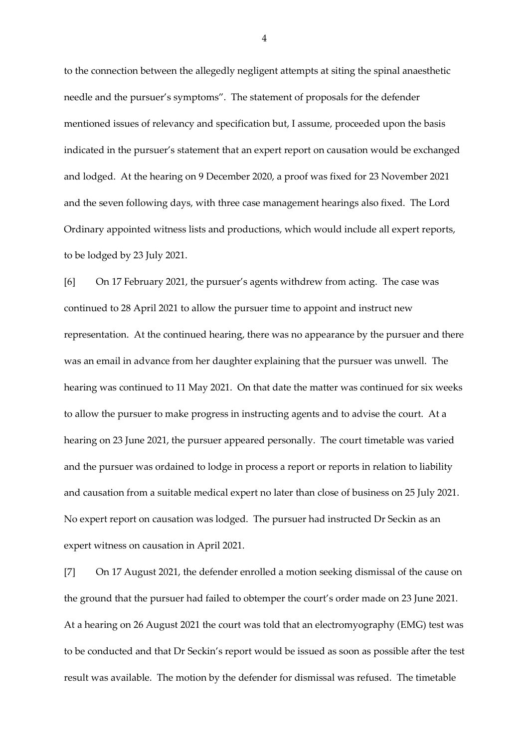to the connection between the allegedly negligent attempts at siting the spinal anaesthetic needle and the pursuer's symptoms". The statement of proposals for the defender mentioned issues of relevancy and specification but, I assume, proceeded upon the basis indicated in the pursuer's statement that an expert report on causation would be exchanged and lodged. At the hearing on 9 December 2020, a proof was fixed for 23 November 2021 and the seven following days, with three case management hearings also fixed. The Lord Ordinary appointed witness lists and productions, which would include all expert reports, to be lodged by 23 July 2021.

[6] On 17 February 2021, the pursuer's agents withdrew from acting. The case was continued to 28 April 2021 to allow the pursuer time to appoint and instruct new representation. At the continued hearing, there was no appearance by the pursuer and there was an email in advance from her daughter explaining that the pursuer was unwell. The hearing was continued to 11 May 2021. On that date the matter was continued for six weeks to allow the pursuer to make progress in instructing agents and to advise the court. At a hearing on 23 June 2021, the pursuer appeared personally. The court timetable was varied and the pursuer was ordained to lodge in process a report or reports in relation to liability and causation from a suitable medical expert no later than close of business on 25 July 2021. No expert report on causation was lodged. The pursuer had instructed Dr Seckin as an expert witness on causation in April 2021.

[7] On 17 August 2021, the defender enrolled a motion seeking dismissal of the cause on the ground that the pursuer had failed to obtemper the court's order made on 23 June 2021. At a hearing on 26 August 2021 the court was told that an electromyography (EMG) test was to be conducted and that Dr Seckin's report would be issued as soon as possible after the test result was available. The motion by the defender for dismissal was refused. The timetable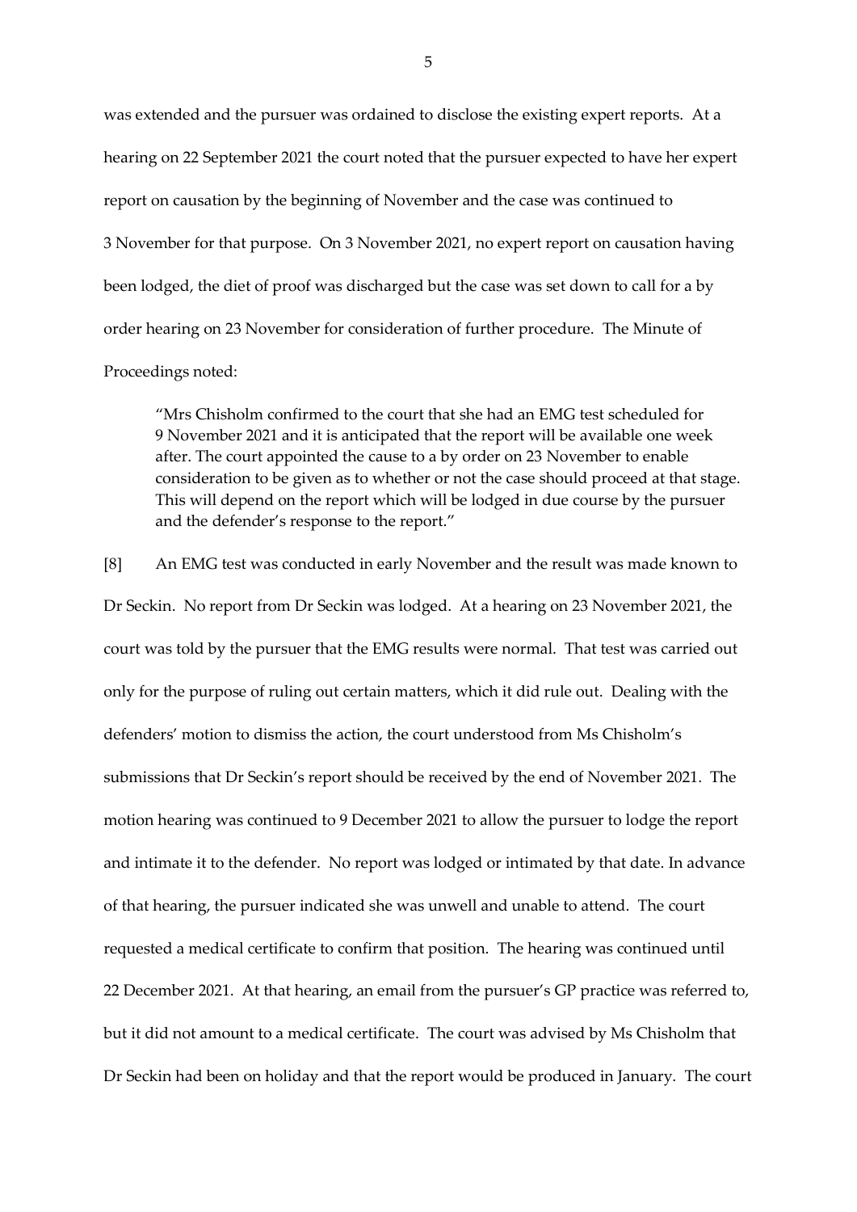was extended and the pursuer was ordained to disclose the existing expert reports. At a hearing on 22 September 2021 the court noted that the pursuer expected to have her expert report on causation by the beginning of November and the case was continued to 3 November for that purpose. On 3 November 2021, no expert report on causation having been lodged, the diet of proof was discharged but the case was set down to call for a by order hearing on 23 November for consideration of further procedure. The Minute of Proceedings noted:

> "Mrs Chisholm confirmed to the court that she had an EMG test scheduled for 9 November 2021 and it is anticipated that the report will be available one week after. The court appointed the cause to a by order on 23 November to enable consideration to be given as to whether or not the case should proceed at that stage. This will depend on the report which will be lodged in due course by the pursuer and the defender's response to the report."

[8] An EMG test was conducted in early November and the result was made known to Dr Seckin. No report from Dr Seckin was lodged. At a hearing on 23 November 2021, the court was told by the pursuer that the EMG results were normal. That test was carried out only for the purpose of ruling out certain matters, which it did rule out. Dealing with the defenders' motion to dismiss the action, the court understood from Ms Chisholm's submissions that Dr Seckin's report should be received by the end of November 2021. The motion hearing was continued to 9 December 2021 to allow the pursuer to lodge the report and intimate it to the defender. No report was lodged or intimated by that date. In advance of that hearing, the pursuer indicated she was unwell and unable to attend. The court requested a medical certificate to confirm that position. The hearing was continued until 22 December 2021. At that hearing, an email from the pursuer's GP practice was referred to, but it did not amount to a medical certificate. The court was advised by Ms Chisholm that Dr Seckin had been on holiday and that the report would be produced in January. The court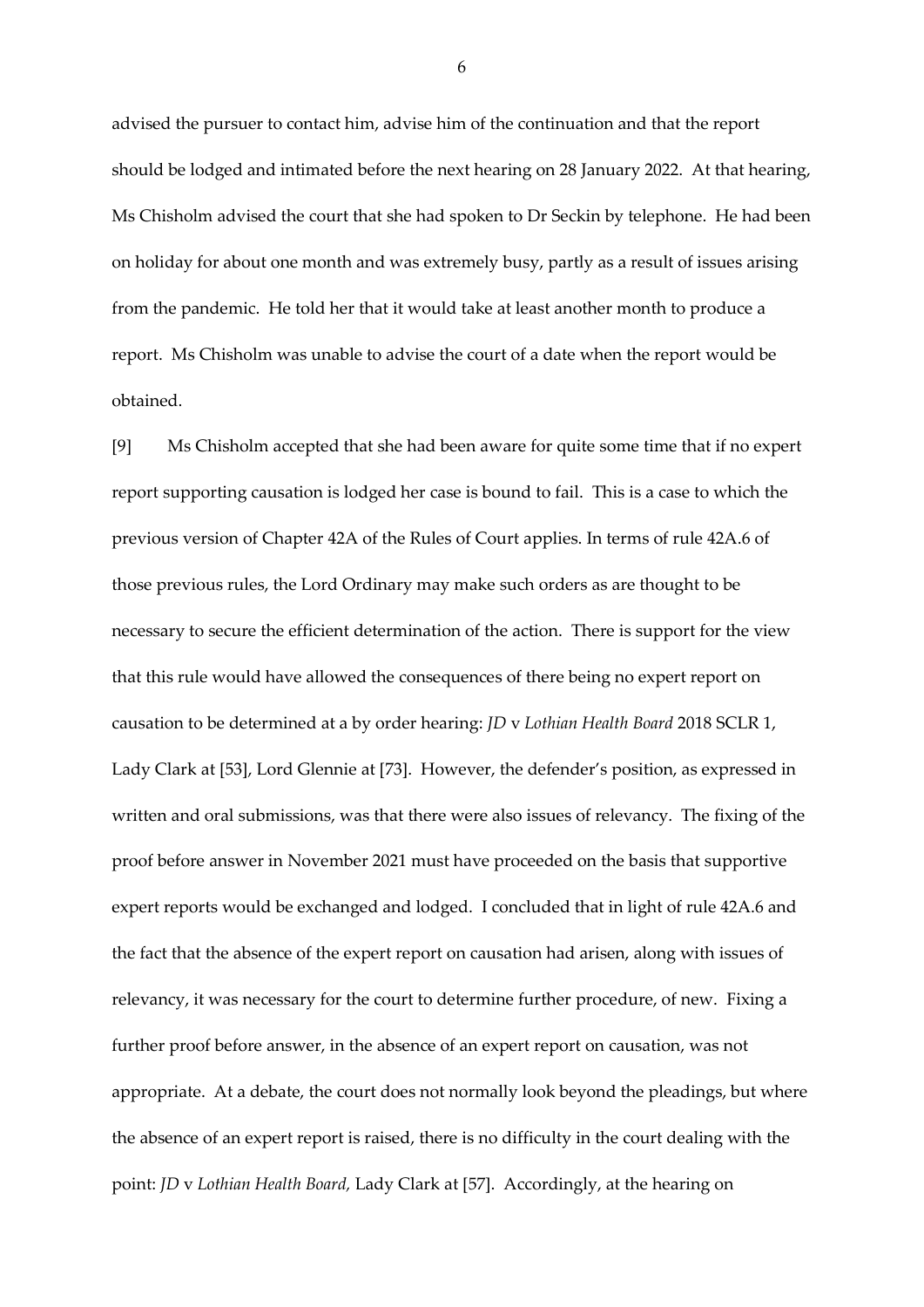advised the pursuer to contact him, advise him of the continuation and that the report should be lodged and intimated before the next hearing on 28 January 2022. At that hearing, Ms Chisholm advised the court that she had spoken to Dr Seckin by telephone. He had been on holiday for about one month and was extremely busy, partly as a result of issues arising from the pandemic. He told her that it would take at least another month to produce a report. Ms Chisholm was unable to advise the court of a date when the report would be obtained.

[9] Ms Chisholm accepted that she had been aware for quite some time that if no expert report supporting causation is lodged her case is bound to fail. This is a case to which the previous version of Chapter 42A of the Rules of Court applies. In terms of rule 42A.6 of those previous rules, the Lord Ordinary may make such orders as are thought to be necessary to secure the efficient determination of the action. There is support for the view that this rule would have allowed the consequences of there being no expert report on causation to be determined at a by order hearing: *JD* v *Lothian Health Board* 2018 SCLR 1, Lady Clark at [53], Lord Glennie at [73]. However, the defender's position, as expressed in written and oral submissions, was that there were also issues of relevancy. The fixing of the proof before answer in November 2021 must have proceeded on the basis that supportive expert reports would be exchanged and lodged. I concluded that in light of rule 42A.6 and the fact that the absence of the expert report on causation had arisen, along with issues of relevancy, it was necessary for the court to determine further procedure, of new. Fixing a further proof before answer, in the absence of an expert report on causation, was not appropriate. At a debate, the court does not normally look beyond the pleadings, but where the absence of an expert report is raised, there is no difficulty in the court dealing with the point: *JD* v *Lothian Health Board,* Lady Clark at [57]. Accordingly, at the hearing on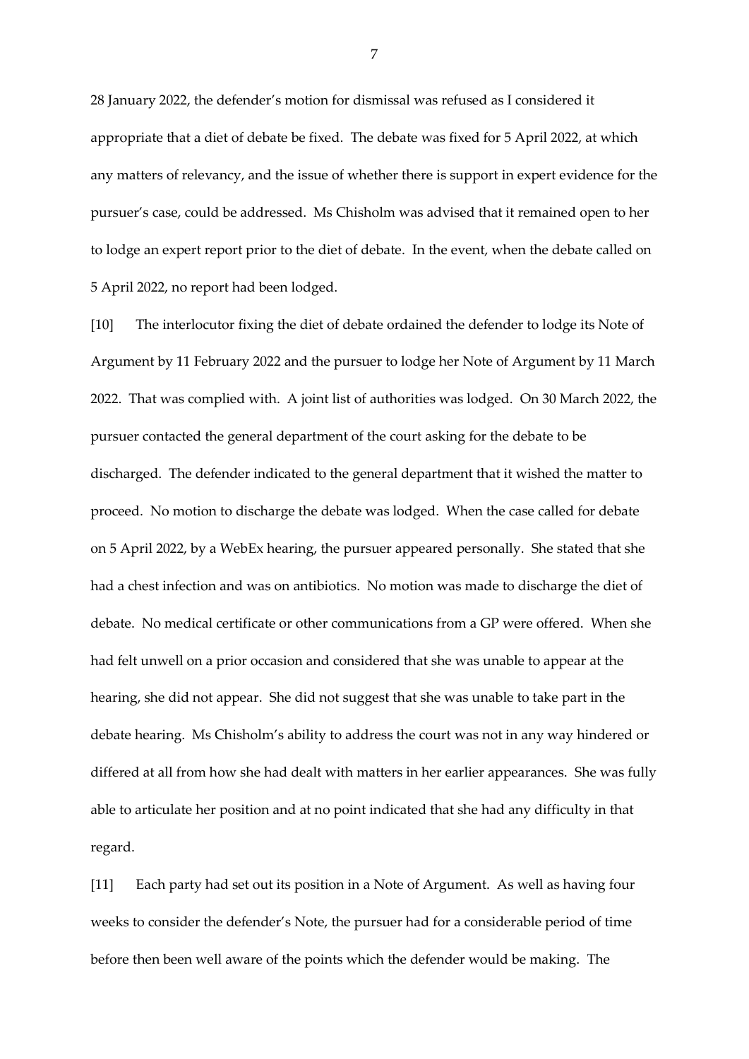28 January 2022, the defender's motion for dismissal was refused as I considered it appropriate that a diet of debate be fixed. The debate was fixed for 5 April 2022, at which any matters of relevancy, and the issue of whether there is support in expert evidence for the pursuer's case, could be addressed. Ms Chisholm was advised that it remained open to her to lodge an expert report prior to the diet of debate. In the event, when the debate called on 5 April 2022, no report had been lodged.

[10] The interlocutor fixing the diet of debate ordained the defender to lodge its Note of Argument by 11 February 2022 and the pursuer to lodge her Note of Argument by 11 March 2022. That was complied with. A joint list of authorities was lodged. On 30 March 2022, the pursuer contacted the general department of the court asking for the debate to be discharged. The defender indicated to the general department that it wished the matter to proceed. No motion to discharge the debate was lodged. When the case called for debate on 5 April 2022, by a WebEx hearing, the pursuer appeared personally. She stated that she had a chest infection and was on antibiotics. No motion was made to discharge the diet of debate. No medical certificate or other communications from a GP were offered. When she had felt unwell on a prior occasion and considered that she was unable to appear at the hearing, she did not appear. She did not suggest that she was unable to take part in the debate hearing. Ms Chisholm's ability to address the court was not in any way hindered or differed at all from how she had dealt with matters in her earlier appearances. She was fully able to articulate her position and at no point indicated that she had any difficulty in that regard.

[11] Each party had set out its position in a Note of Argument. As well as having four weeks to consider the defender's Note, the pursuer had for a considerable period of time before then been well aware of the points which the defender would be making. The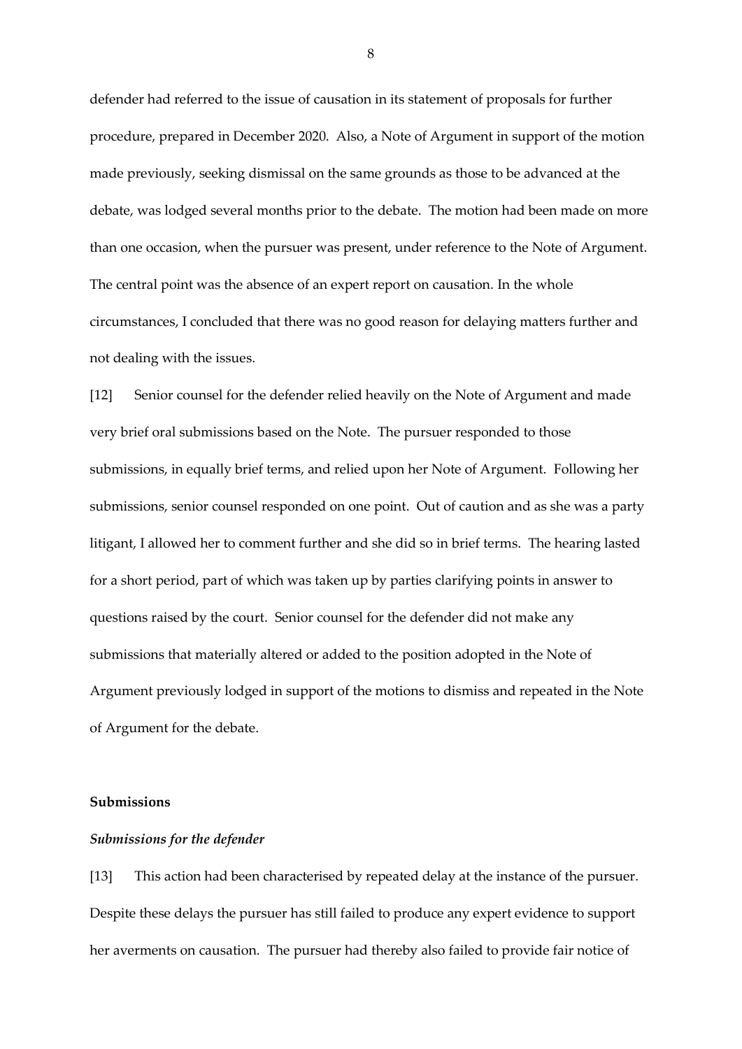defender had referred to the issue of causation in its statement of proposals for further procedure, prepared in December 2020. Also, a Note of Argument in support of the motion made previously, seeking dismissal on the same grounds as those to be advanced at the debate, was lodged several months prior to the debate. The motion had been made on more than one occasion, when the pursuer was present, under reference to the Note of Argument. The central point was the absence of an expert report on causation. In the whole circumstances, I concluded that there was no good reason for delaying matters further and not dealing with the issues.

[12] Senior counsel for the defender relied heavily on the Note of Argument and made very brief oral submissions based on the Note. The pursuer responded to those submissions, in equally brief terms, and relied upon her Note of Argument. Following her submissions, senior counsel responded on one point. Out of caution and as she was a party litigant, I allowed her to comment further and she did so in brief terms. The hearing lasted for a short period, part of which was taken up by parties clarifying points in answer to questions raised by the court. Senior counsel for the defender did not make any submissions that materially altered or added to the position adopted in the Note of Argument previously lodged in support of the motions to dismiss and repeated in the Note of Argument for the debate.

## Submissions

### *Submissions for the defender*

[13] This action had been characterised by repeated delay at the instance of the pursuer. Despite these delays the pursuer has still failed to produce any expert evidence to support her averments on causation. The pursuer had thereby also failed to provide fair notice of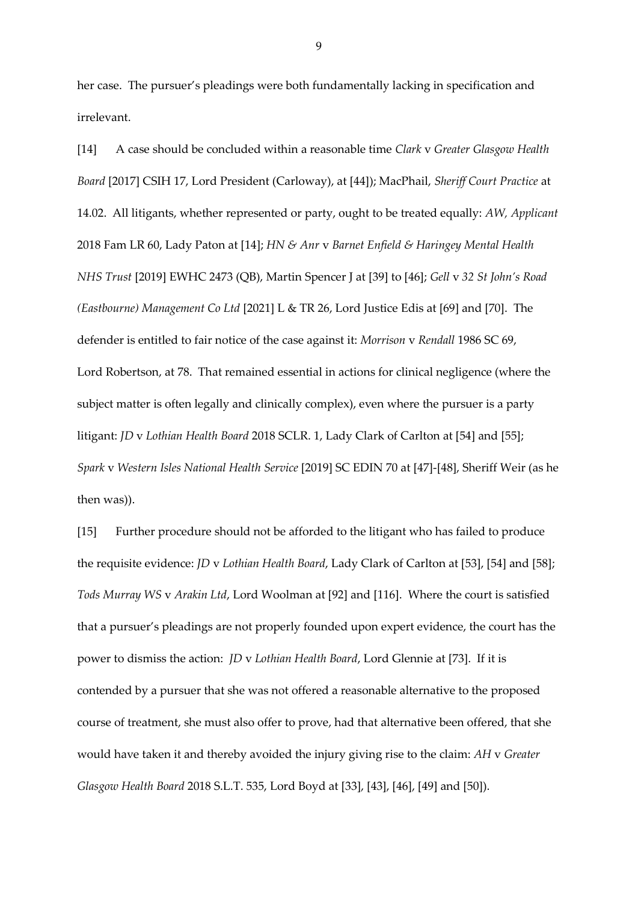her case. The pursuer's pleadings were both fundamentally lacking in specification and irrelevant.

[14] A case should be concluded within a reasonable time *Clark* v *Greater Glasgow Health Board* [2017] CSIH 17, Lord President (Carloway), at [44]); MacPhail, *Sheriff Court Practice* at 14.02. All litigants, whether represented or party, ought to be treated equally: *AW, Applicant* 2018 Fam LR 60, Lady Paton at [14]; *HN & Anr* v *Barnet Enfield & Haringey Mental Health NHS Trust* [2019] EWHC 2473 (QB), Martin Spencer J at [39] to [46]; *Gell* v *32 St John's Road (Eastbourne) Management Co Ltd* [2021] L & TR 26, Lord Justice Edis at [69] and [70]. The defender is entitled to fair notice of the case against it: *Morrison* v *Rendall* 1986 SC 69, Lord Robertson, at 78. That remained essential in actions for clinical negligence (where the subject matter is often legally and clinically complex), even where the pursuer is a party litigant: *JD* v *Lothian Health Board* 2018 SCLR. 1, Lady Clark of Carlton at [54] and [55]; *Spark* v *Western Isles National Health Service* [2019] SC EDIN 70 at [47]-[48], Sheriff Weir (as he then was)).

[15] Further procedure should not be afforded to the litigant who has failed to produce the requisite evidence: *JD* v *Lothian Health Board*, Lady Clark of Carlton at [53], [54] and [58]; *Tods Murray WS* v *Arakin Ltd*, Lord Woolman at [92] and [116]. Where the court is satisfied that a pursuer's pleadings are not properly founded upon expert evidence, the court has the power to dismiss the action: *JD* v *Lothian Health Board*, Lord Glennie at [73]. If it is contended by a pursuer that she was not offered a reasonable alternative to the proposed course of treatment, she must also offer to prove, had that alternative been offered, that she would have taken it and thereby avoided the injury giving rise to the claim: *AH* v *Greater Glasgow Health Board* 2018 S.L.T. 535, Lord Boyd at [33], [43], [46], [49] and [50]).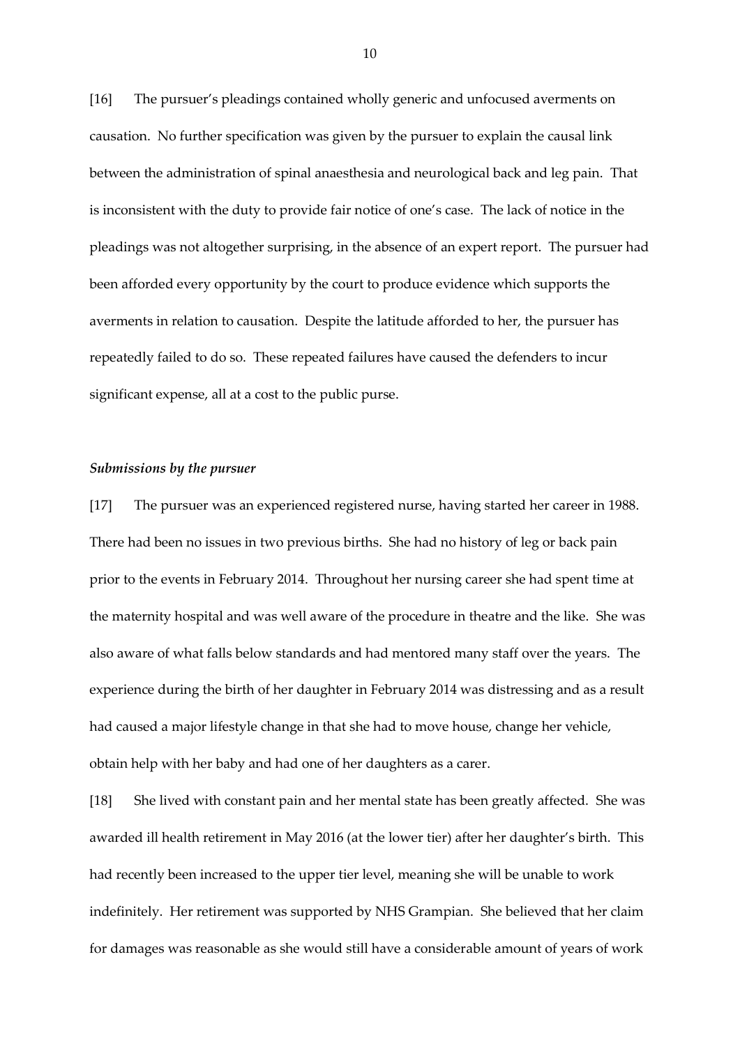[16] The pursuer's pleadings contained wholly generic and unfocused averments on causation. No further specification was given by the pursuer to explain the causal link between the administration of spinal anaesthesia and neurological back and leg pain. That is inconsistent with the duty to provide fair notice of one's case. The lack of notice in the pleadings was not altogether surprising, in the absence of an expert report. The pursuer had been afforded every opportunity by the court to produce evidence which supports the averments in relation to causation. Despite the latitude afforded to her, the pursuer has repeatedly failed to do so. These repeated failures have caused the defenders to incur significant expense, all at a cost to the public purse.

### *Submissions by the pursuer*

[17] The pursuer was an experienced registered nurse, having started her career in 1988. There had been no issues in two previous births. She had no history of leg or back pain prior to the events in February 2014. Throughout her nursing career she had spent time at the maternity hospital and was well aware of the procedure in theatre and the like. She was also aware of what falls below standards and had mentored many staff over the years. The experience during the birth of her daughter in February 2014 was distressing and as a result had caused a major lifestyle change in that she had to move house, change her vehicle, obtain help with her baby and had one of her daughters as a carer.

[18] She lived with constant pain and her mental state has been greatly affected. She was awarded ill health retirement in May 2016 (at the lower tier) after her daughter's birth. This had recently been increased to the upper tier level, meaning she will be unable to work indefinitely. Her retirement was supported by NHS Grampian. She believed that her claim for damages was reasonable as she would still have a considerable amount of years of work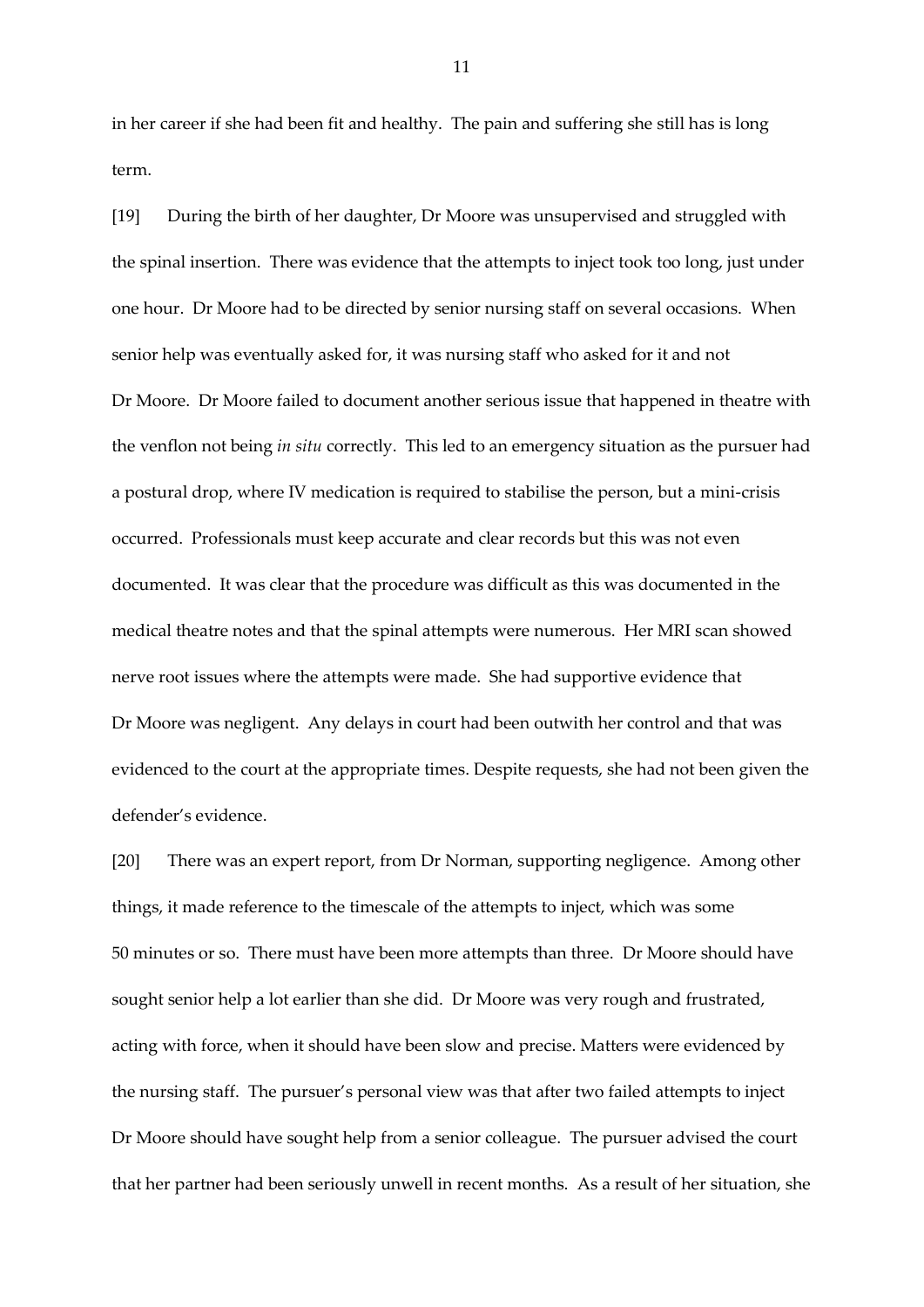in her career if she had been fit and healthy. The pain and suffering she still has is long term.

[19] During the birth of her daughter, Dr Moore was unsupervised and struggled with the spinal insertion. There was evidence that the attempts to inject took too long, just under one hour. Dr Moore had to be directed by senior nursing staff on several occasions. When senior help was eventually asked for, it was nursing staff who asked for it and not Dr Moore. Dr Moore failed to document another serious issue that happened in theatre with the venflon not being *in situ* correctly. This led to an emergency situation as the pursuer had a postural drop, where IV medication is required to stabilise the person, but a mini-crisis occurred. Professionals must keep accurate and clear records but this was not even documented. It was clear that the procedure was difficult as this was documented in the medical theatre notes and that the spinal attempts were numerous. Her MRI scan showed nerve root issues where the attempts were made. She had supportive evidence that Dr Moore was negligent. Any delays in court had been outwith her control and that was evidenced to the court at the appropriate times. Despite requests, she had not been given the defender's evidence.

[20] There was an expert report, from Dr Norman, supporting negligence. Among other things, it made reference to the timescale of the attempts to inject, which was some 50 minutes or so. There must have been more attempts than three. Dr Moore should have sought senior help a lot earlier than she did. Dr Moore was very rough and frustrated, acting with force, when it should have been slow and precise. Matters were evidenced by the nursing staff. The pursuer's personal view was that after two failed attempts to inject Dr Moore should have sought help from a senior colleague. The pursuer advised the court that her partner had been seriously unwell in recent months. As a result of her situation, she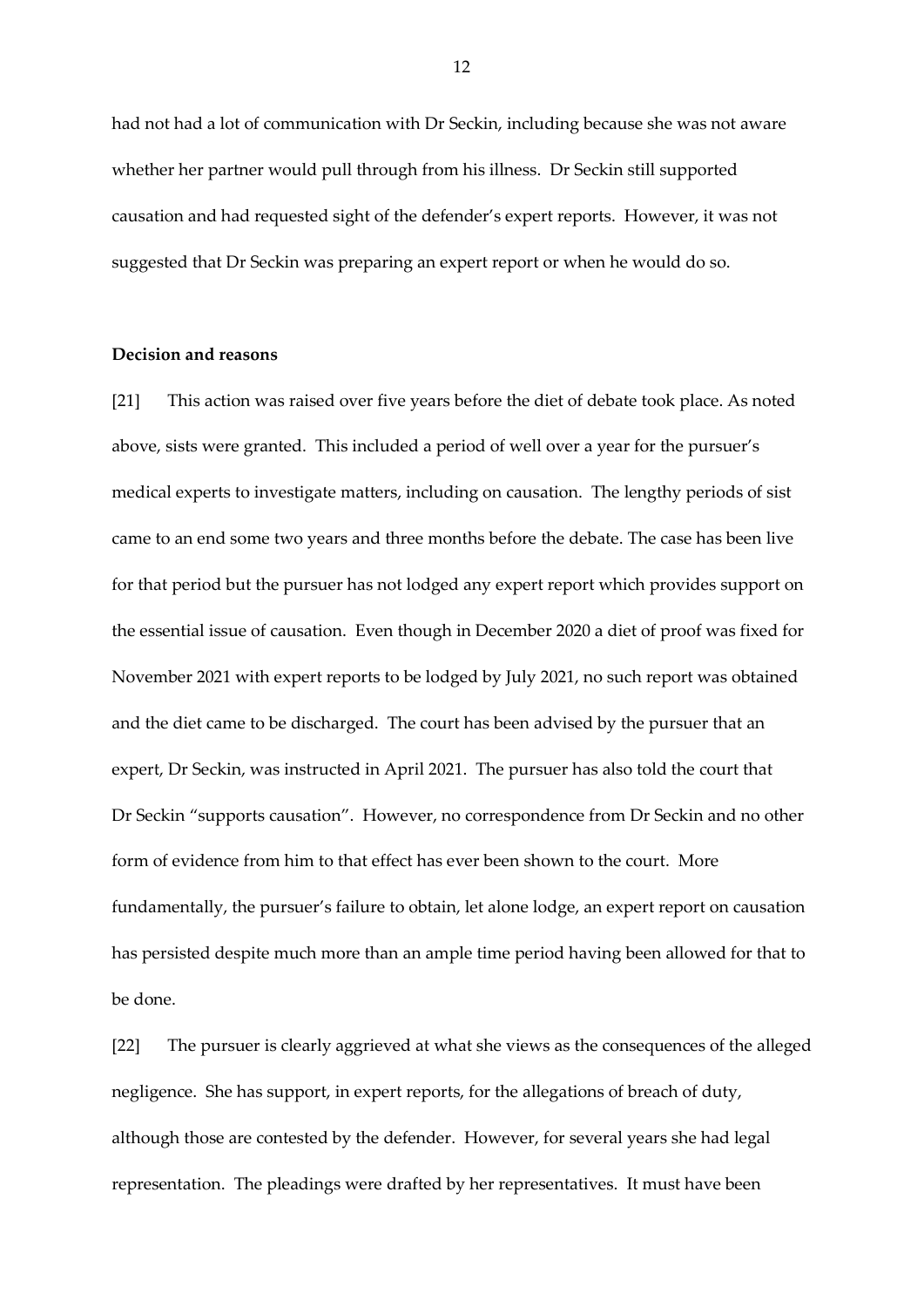had not had a lot of communication with Dr Seckin, including because she was not aware whether her partner would pull through from his illness. Dr Seckin still supported causation and had requested sight of the defender's expert reports. However, it was not suggested that Dr Seckin was preparing an expert report or when he would do so.

**Decision and reasons**

[21] This action was raised over five years before the diet of debate took place. As noted above, sists were granted. This included a period of well over a year for the pursuer's medical experts to investigate matters, including on causation. The lengthy periods of sist came to an end some two years and three months before the debate. The case has been live for that period but the pursuer has not lodged any expert report which provides support on the essential issue of causation. Even though in December 2020 a diet of proof was fixed for November 2021 with expert reports to be lodged by July 2021, no such report was obtained and the diet came to be discharged. The court has been advised by the pursuer that an expert, Dr Seckin, was instructed in April 2021. The pursuer has also told the court that Dr Seckin "supports causation". However, no correspondence from Dr Seckin and no other form of evidence from him to that effect has ever been shown to the court. More fundamentally, the pursuer's failure to obtain, let alone lodge, an expert report on causation has persisted despite much more than an ample time period having been allowed for that to be done.

[22] The pursuer is clearly aggrieved at what she views as the consequences of the alleged negligence. She has support, in expert reports, for the allegations of breach of duty, although those are contested by the defender. However, for several years she had legal representation. The pleadings were drafted by her representatives. It must have been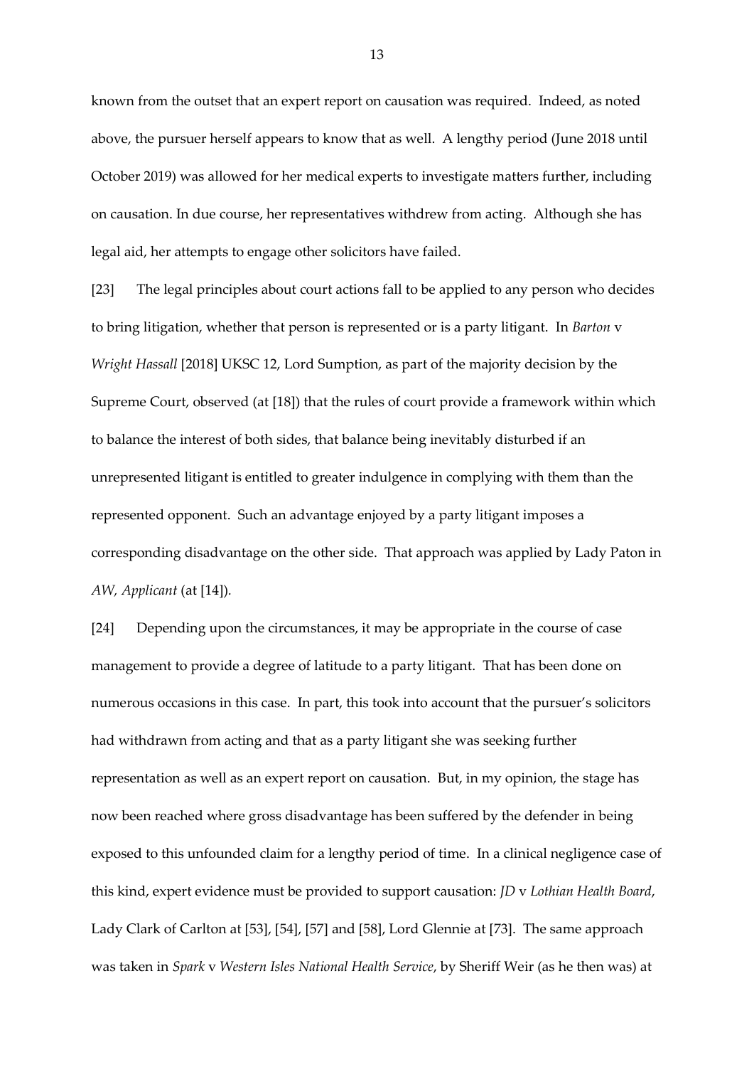known from the outset that an expert report on causation was required. Indeed, as noted above, the pursuer herself appears to know that as well. A lengthy period (June 2018 until October 2019) was allowed for her medical experts to investigate matters further, including on causation. In due course, her representatives withdrew from acting. Although she has legal aid, her attempts to engage other solicitors have failed.

[23] The legal principles about court actions fall to be applied to any person who decides to bring litigation, whether that person is represented or is a party litigant. In *Barton* v *Wright Hassall* [2018] UKSC 12, Lord Sumption, as part of the majority decision by the Supreme Court, observed (at [18]) that the rules of court provide a framework within which to balance the interest of both sides, that balance being inevitably disturbed if an unrepresented litigant is entitled to greater indulgence in complying with them than the represented opponent. Such an advantage enjoyed by a party litigant imposes a corresponding disadvantage on the other side. That approach was applied by Lady Paton in *AW, Applicant* (at [14]).

[24] Depending upon the circumstances, it may be appropriate in the course of case management to provide a degree of latitude to a party litigant. That has been done on numerous occasions in this case. In part, this took into account that the pursuer's solicitors had withdrawn from acting and that as a party litigant she was seeking further representation as well as an expert report on causation. But, in my opinion, the stage has now been reached where gross disadvantage has been suffered by the defender in being exposed to this unfounded claim for a lengthy period of time. In a clinical negligence case of this kind, expert evidence must be provided to support causation: *JD* v *Lothian Health Board*, Lady Clark of Carlton at [53], [54], [57] and [58], Lord Glennie at [73]. The same approach was taken in *Spark* v *Western Isles National Health Service*, by Sheriff Weir (as he then was) at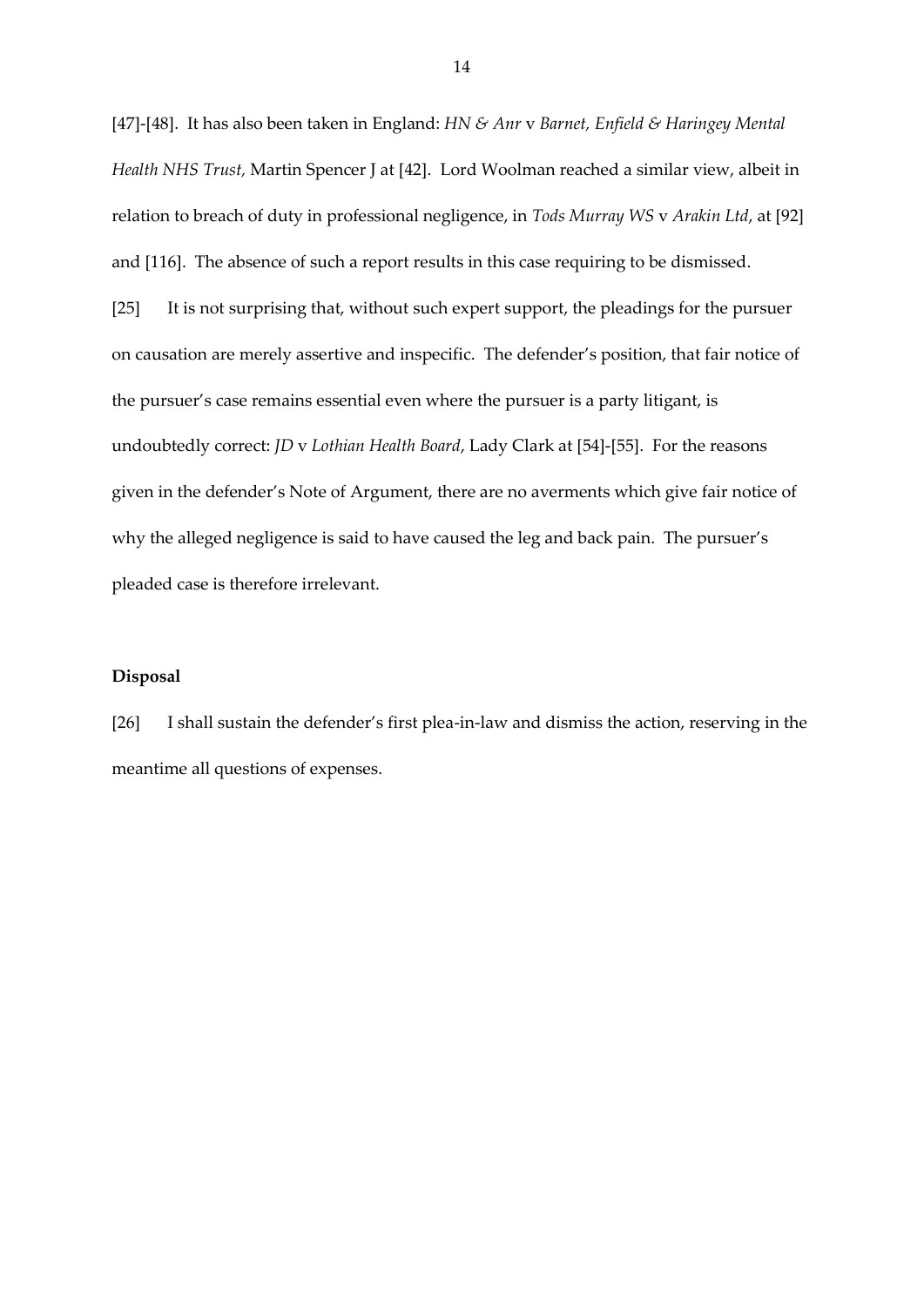[47]-[48]. It has also been taken in England: *HN & Anr* v *Barnet, Enfield & Haringey Mental Health NHS Trust,* Martin Spencer J at [42]. Lord Woolman reached a similar view, albeit in relation to breach of duty in professional negligence, in *Tods Murray WS* v *Arakin Ltd*, at [92] and [116]. The absence of such a report results in this case requiring to be dismissed.

[25] It is not surprising that, without such expert support, the pleadings for the pursuer on causation are merely assertive and inspecific. The defender's position, that fair notice of the pursuer's case remains essential even where the pursuer is a party litigant, is undoubtedly correct: *JD* v *Lothian Health Board*, Lady Clark at [54]-[55]. For the reasons given in the defender's Note of Argument, there are no averments which give fair notice of why the alleged negligence is said to have caused the leg and back pain. The pursuer's pleaded case is therefore irrelevant.

## Disposal

[26] I shall sustain the defender's first plea-in-law and dismiss the action, reserving in the meantime all questions of expenses.